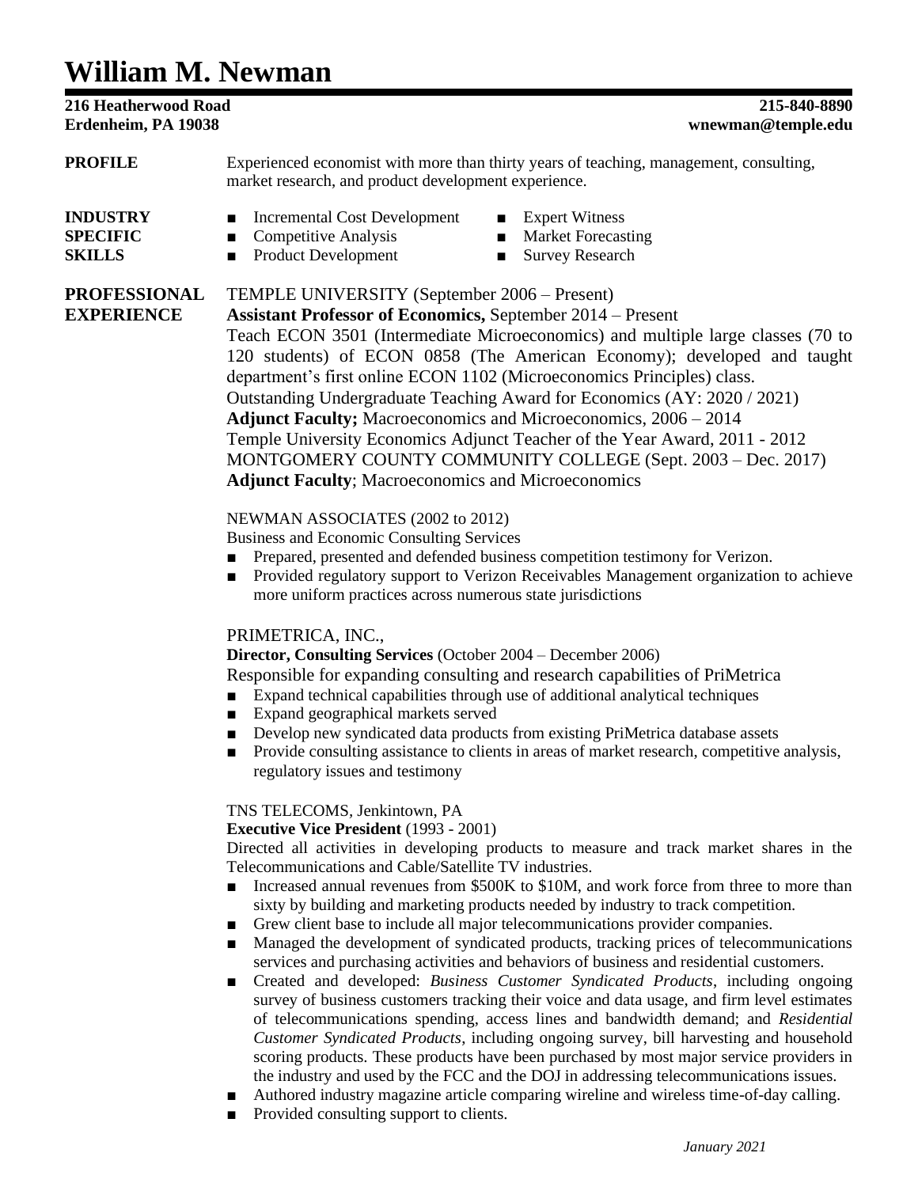# William M. Newman

**216 Heatherwood Road**
**Erdenheim, PA 19038**

**215-840-8890**
**wnewman@temple.edu**

**PROFILE**

Experienced economist with more than thirty years of teaching, management, consulting, market research, and product development experience.

**INDUSTRY SPECIFIC SKILLS**

- Incremental Cost Development
- Competitive Analysis
- Product Development
- Expert Witness
- Market Forecasting
- Survey Research

**PROFESSIONAL EXPERIENCE**

TEMPLE UNIVERSITY (September 2006 – Present)
**Assistant Professor of Economics,** September 2014 – Present
Teach ECON 3501 (Intermediate Microeconomics) and multiple large classes (70 to 120 students) of ECON 0858 (The American Economy); developed and taught department's first online ECON 1102 (Microeconomics Principles) class.
Outstanding Undergraduate Teaching Award for Economics (AY: 2020 / 2021)
**Adjunct Faculty;** Macroeconomics and Microeconomics, 2006 – 2014
Temple University Economics Adjunct Teacher of the Year Award, 2011 - 2012
MONTGOMERY COUNTY COMMUNITY COLLEGE (Sept. 2003 – Dec. 2017)
**Adjunct Faculty**; Macroeconomics and Microeconomics

NEWMAN ASSOCIATES (2002 to 2012)
Business and Economic Consulting Services

- Prepared, presented and defended business competition testimony for Verizon.
- Provided regulatory support to Verizon Receivables Management organization to achieve more uniform practices across numerous state jurisdictions

PRIMETRICA, INC.,
**Director, Consulting Services** (October 2004 – December 2006)
Responsible for expanding consulting and research capabilities of PriMetrica

- Expand technical capabilities through use of additional analytical techniques
- Expand geographical markets served
- Develop new syndicated data products from existing PriMetrica database assets
- Provide consulting assistance to clients in areas of market research, competitive analysis, regulatory issues and testimony

TNS TELECOMS, Jenkintown, PA
**Executive Vice President** (1993 - 2001)
Directed all activities in developing products to measure and track market shares in the Telecommunications and Cable/Satellite TV industries.

- Increased annual revenues from $500K to $10M, and work force from three to more than sixty by building and marketing products needed by industry to track competition.
- Grew client base to include all major telecommunications provider companies.
- Managed the development of syndicated products, tracking prices of telecommunications services and purchasing activities and behaviors of business and residential customers.
- Created and developed: *Business Customer Syndicated Products*, including ongoing survey of business customers tracking their voice and data usage, and firm level estimates of telecommunications spending, access lines and bandwidth demand; and *Residential Customer Syndicated Products*, including ongoing survey, bill harvesting and household scoring products. These products have been purchased by most major service providers in the industry and used by the FCC and the DOJ in addressing telecommunications issues.
- Authored industry magazine article comparing wireline and wireless time-of-day calling.
- Provided consulting support to clients.

*January 2021*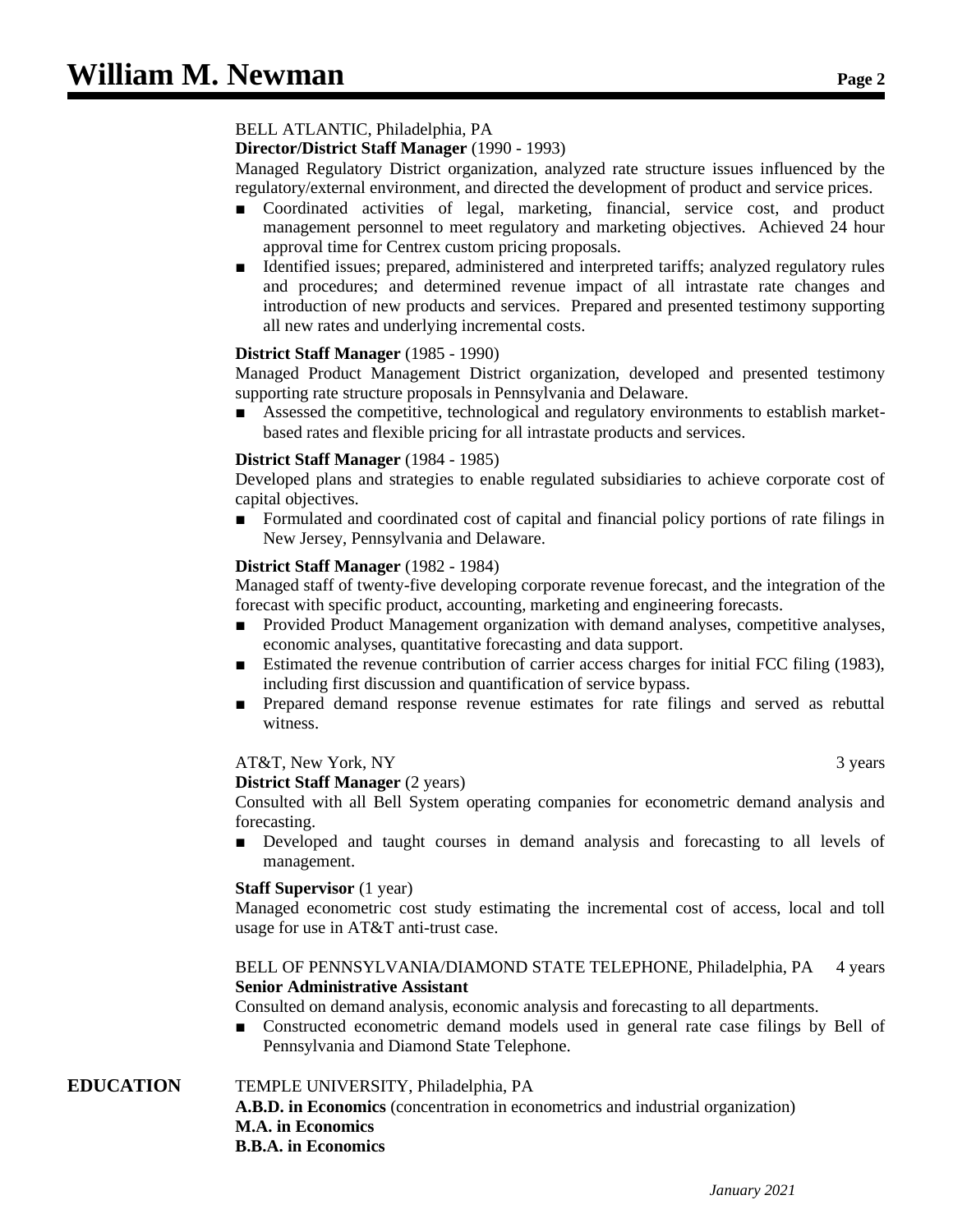BELL ATLANTIC, Philadelphia, PA

**Director/District Staff Manager** (1990 - 1993)

Managed Regulatory District organization, analyzed rate structure issues influenced by the regulatory/external environment, and directed the development of product and service prices.

- Coordinated activities of legal, marketing, financial, service cost, and product management personnel to meet regulatory and marketing objectives. Achieved 24 hour approval time for Centrex custom pricing proposals.
- Identified issues; prepared, administered and interpreted tariffs; analyzed regulatory rules and procedures; and determined revenue impact of all intrastate rate changes and introduction of new products and services. Prepared and presented testimony supporting all new rates and underlying incremental costs.

**District Staff Manager** (1985 - 1990)

Managed Product Management District organization, developed and presented testimony supporting rate structure proposals in Pennsylvania and Delaware.

- Assessed the competitive, technological and regulatory environments to establish market-based rates and flexible pricing for all intrastate products and services.

**District Staff Manager** (1984 - 1985)

Developed plans and strategies to enable regulated subsidiaries to achieve corporate cost of capital objectives.

- Formulated and coordinated cost of capital and financial policy portions of rate filings in New Jersey, Pennsylvania and Delaware.

**District Staff Manager** (1982 - 1984)

Managed staff of twenty-five developing corporate revenue forecast, and the integration of the forecast with specific product, accounting, marketing and engineering forecasts.

- Provided Product Management organization with demand analyses, competitive analyses, economic analyses, quantitative forecasting and data support.
- Estimated the revenue contribution of carrier access charges for initial FCC filing (1983), including first discussion and quantification of service bypass.
- Prepared demand response revenue estimates for rate filings and served as rebuttal witness.

AT&T, New York, NY — 3 years

**District Staff Manager** (2 years)

Consulted with all Bell System operating companies for econometric demand analysis and forecasting.

- Developed and taught courses in demand analysis and forecasting to all levels of management.

**Staff Supervisor** (1 year)

Managed econometric cost study estimating the incremental cost of access, local and toll usage for use in AT&T anti-trust case.

BELL OF PENNSYLVANIA/DIAMOND STATE TELEPHONE, Philadelphia, PA — 4 years

**Senior Administrative Assistant**

Consulted on demand analysis, economic analysis and forecasting to all departments.

- Constructed econometric demand models used in general rate case filings by Bell of Pennsylvania and Diamond State Telephone.

## EDUCATION

TEMPLE UNIVERSITY, Philadelphia, PA

**A.B.D. in Economics** (concentration in econometrics and industrial organization)

**M.A. in Economics**

**B.B.A. in Economics**

*January 2021*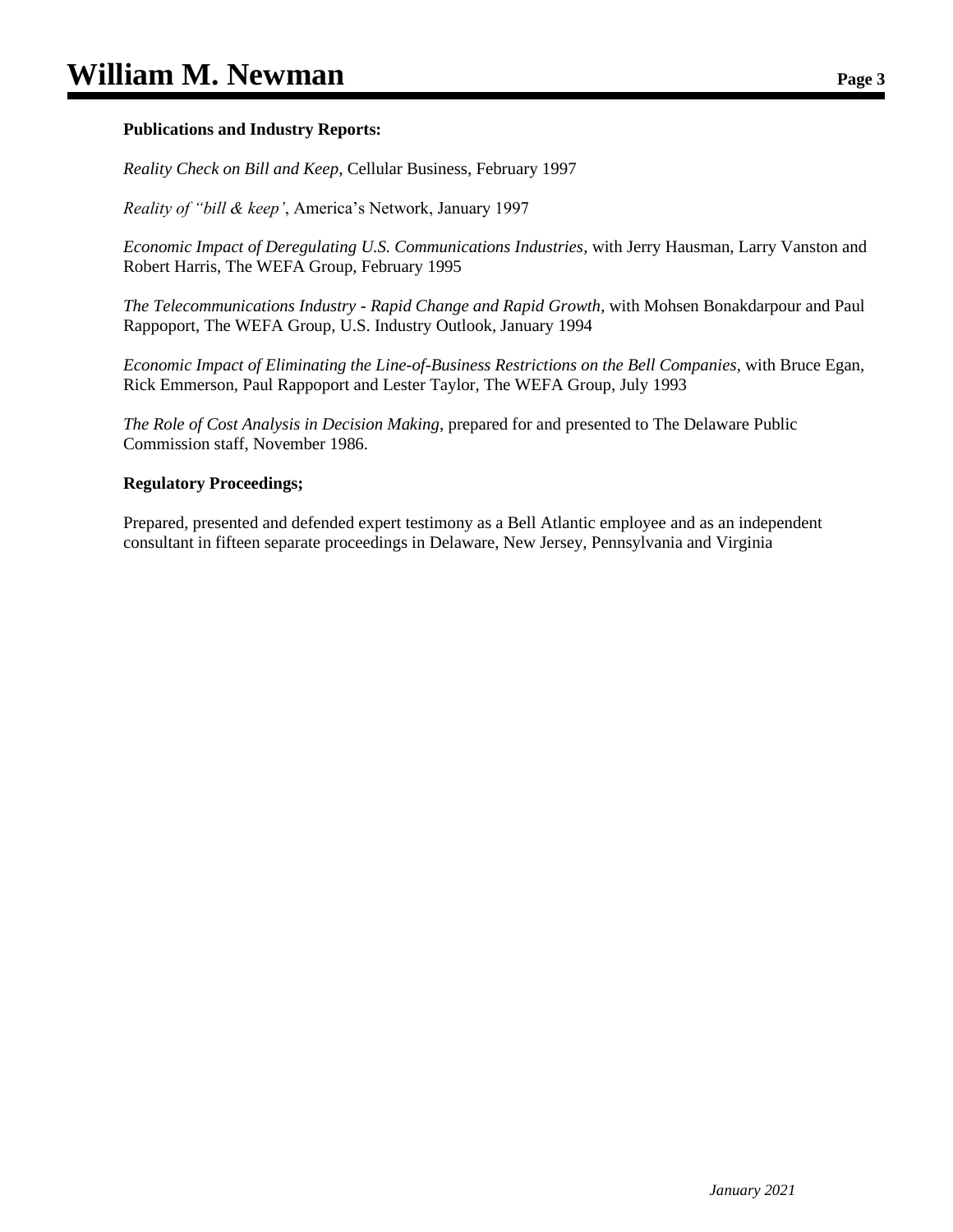**Publications and Industry Reports:**

*Reality Check on Bill and Keep*, Cellular Business, February 1997

*Reality of "bill & keep'*, America's Network, January 1997

*Economic Impact of Deregulating U.S. Communications Industries*, with Jerry Hausman, Larry Vanston and Robert Harris, The WEFA Group, February 1995

*The Telecommunications Industry - Rapid Change and Rapid Growth*, with Mohsen Bonakdarpour and Paul Rappoport, The WEFA Group, U.S. Industry Outlook, January 1994

*Economic Impact of Eliminating the Line-of-Business Restrictions on the Bell Companies*, with Bruce Egan, Rick Emmerson, Paul Rappoport and Lester Taylor, The WEFA Group, July 1993

*The Role of Cost Analysis in Decision Making*, prepared for and presented to The Delaware Public Commission staff, November 1986.

**Regulatory Proceedings;**

Prepared, presented and defended expert testimony as a Bell Atlantic employee and as an independent consultant in fifteen separate proceedings in Delaware, New Jersey, Pennsylvania and Virginia

*January 2021*